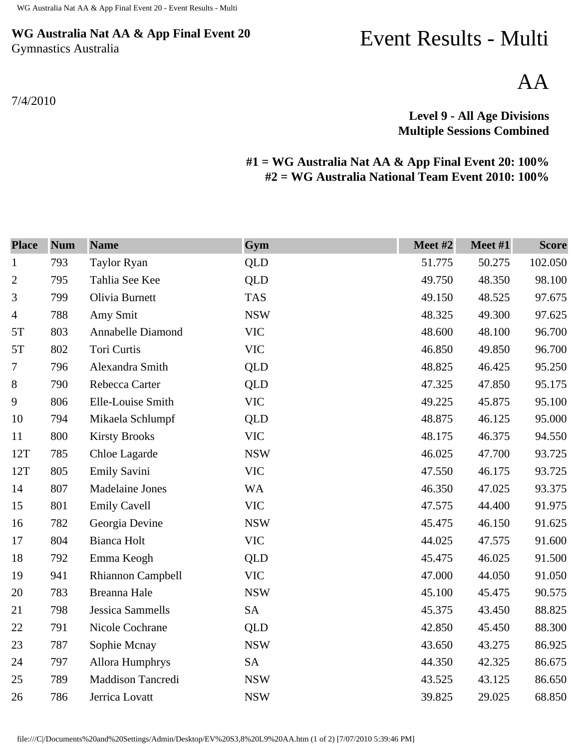**WG Australia Nat AA & App Final Event 20**
Gymnastics Australia

# Event Results - Multi

# AA

7/4/2010

**Level 9 - All Age Divisions**
**Multiple Sessions Combined**

**#1 = WG Australia Nat AA & App Final Event 20: 100%**
**#2 = WG Australia National Team Event 2010: 100%**

| Place | Num | Name | Gym | Meet #2 | Meet #1 | Score |
|---|---|---|---|---|---|---|
| 1 | 793 | Taylor Ryan | QLD | 51.775 | 50.275 | 102.050 |
| 2 | 795 | Tahlia See Kee | QLD | 49.750 | 48.350 | 98.100 |
| 3 | 799 | Olivia Burnett | TAS | 49.150 | 48.525 | 97.675 |
| 4 | 788 | Amy Smit | NSW | 48.325 | 49.300 | 97.625 |
| 5T | 803 | Annabelle Diamond | VIC | 48.600 | 48.100 | 96.700 |
| 5T | 802 | Tori Curtis | VIC | 46.850 | 49.850 | 96.700 |
| 7 | 796 | Alexandra Smith | QLD | 48.825 | 46.425 | 95.250 |
| 8 | 790 | Rebecca Carter | QLD | 47.325 | 47.850 | 95.175 |
| 9 | 806 | Elle-Louise Smith | VIC | 49.225 | 45.875 | 95.100 |
| 10 | 794 | Mikaela Schlumpf | QLD | 48.875 | 46.125 | 95.000 |
| 11 | 800 | Kirsty Brooks | VIC | 48.175 | 46.375 | 94.550 |
| 12T | 785 | Chloe Lagarde | NSW | 46.025 | 47.700 | 93.725 |
| 12T | 805 | Emily Savini | VIC | 47.550 | 46.175 | 93.725 |
| 14 | 807 | Madelaine Jones | WA | 46.350 | 47.025 | 93.375 |
| 15 | 801 | Emily Cavell | VIC | 47.575 | 44.400 | 91.975 |
| 16 | 782 | Georgia Devine | NSW | 45.475 | 46.150 | 91.625 |
| 17 | 804 | Bianca Holt | VIC | 44.025 | 47.575 | 91.600 |
| 18 | 792 | Emma Keogh | QLD | 45.475 | 46.025 | 91.500 |
| 19 | 941 | Rhiannon Campbell | VIC | 47.000 | 44.050 | 91.050 |
| 20 | 783 | Breanna Hale | NSW | 45.100 | 45.475 | 90.575 |
| 21 | 798 | Jessica Sammells | SA | 45.375 | 43.450 | 88.825 |
| 22 | 791 | Nicole Cochrane | QLD | 42.850 | 45.450 | 88.300 |
| 23 | 787 | Sophie Mcnay | NSW | 43.650 | 43.275 | 86.925 |
| 24 | 797 | Allora Humphrys | SA | 44.350 | 42.325 | 86.675 |
| 25 | 789 | Maddison Tancredi | NSW | 43.525 | 43.125 | 86.650 |
| 26 | 786 | Jerrica Lovatt | NSW | 39.825 | 29.025 | 68.850 |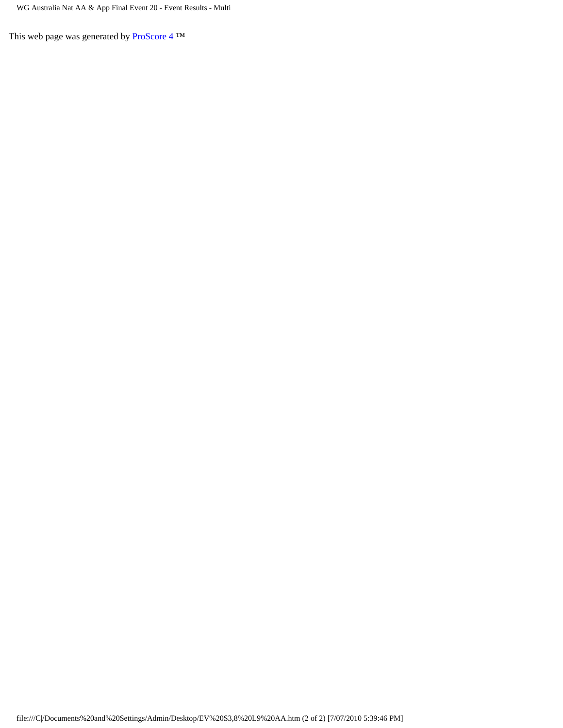This web page was generated by [ProScore 4](ProScore 4) ™